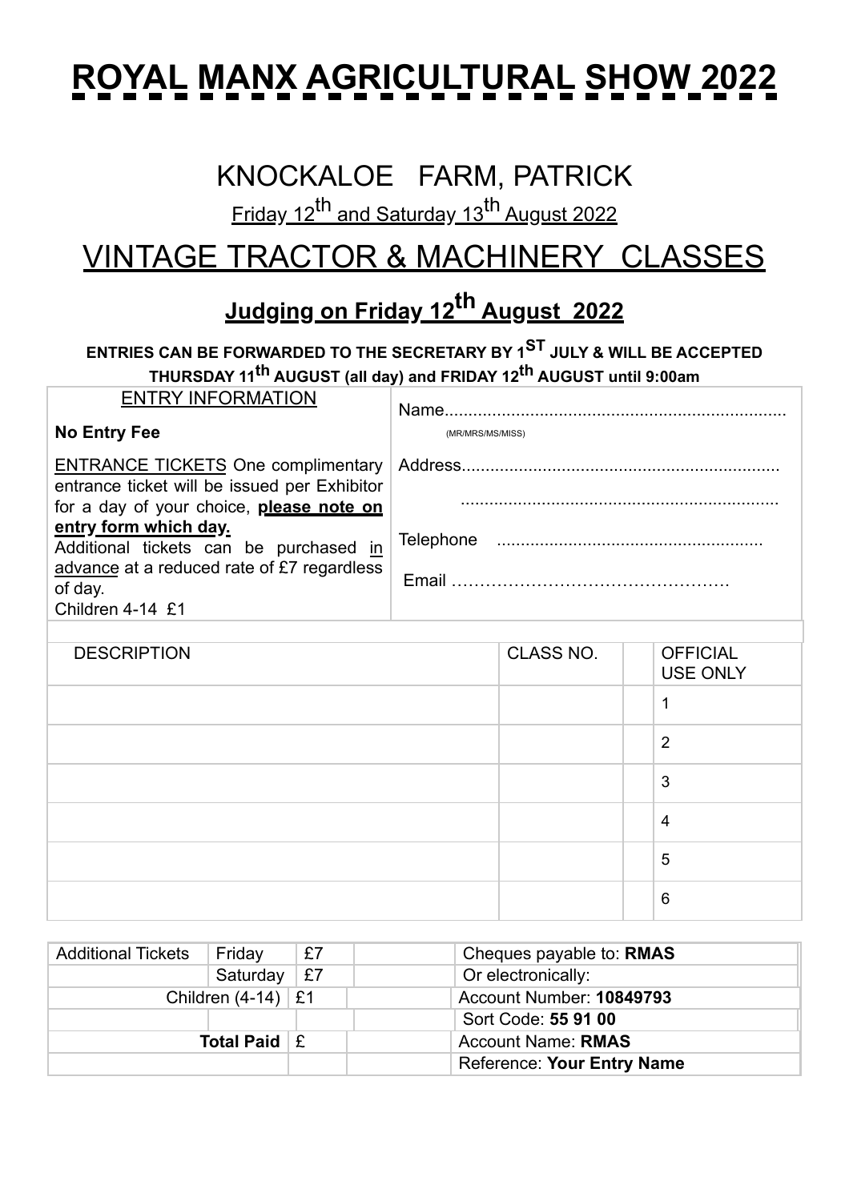# ROYAL MANX AGRICULTURAL SHOW 2022

## KNOCKALOE FARM, PATRICK

Friday 12th and Saturday 13th August 2022

## VINTAGE TRACTOR & MACHINERY CLASSES

### Judging on Friday 12th August 2022

**ENTRIES CAN BE FORWARDED TO THE SECRETARY BY 1ST JULY & WILL BE ACCEPTED THURSDAY 11th AUGUST (all day) and FRIDAY 12th AUGUST until 9:00am**

| ENTRY INFORMATION | |
|---|---|
| **No Entry Fee** | Name........................................................................ (MR/MRS/MS/MISS) |
| ENTRANCE TICKETS One complimentary entrance ticket will be issued per Exhibitor for a day of your choice, **please note on entry form which day.** | Address.................................................................. .................................................................. |
| Additional tickets can be purchased in advance at a reduced rate of £7 regardless of day. Children 4-14 £1 | Telephone ....................................................... Email …………………………………………. |

| DESCRIPTION | CLASS NO. | | OFFICIAL USE ONLY |
|---|---|---|---|
| | | | 1 |
| | | | 2 |
| | | | 3 |
| | | | 4 |
| | | | 5 |
| | | | 6 |

| Additional Tickets | Friday | £7 | | Cheques payable to: **RMAS** |
|---|---|---|---|---|
| | Saturday | £7 | | Or electronically: |
| Children (4-14) | | £1 | | Account Number: **10849793** |
| | | | | Sort Code: **55 91 00** |
| **Total Paid** | | £ | | Account Name: **RMAS** |
| | | | | Reference: **Your Entry Name** |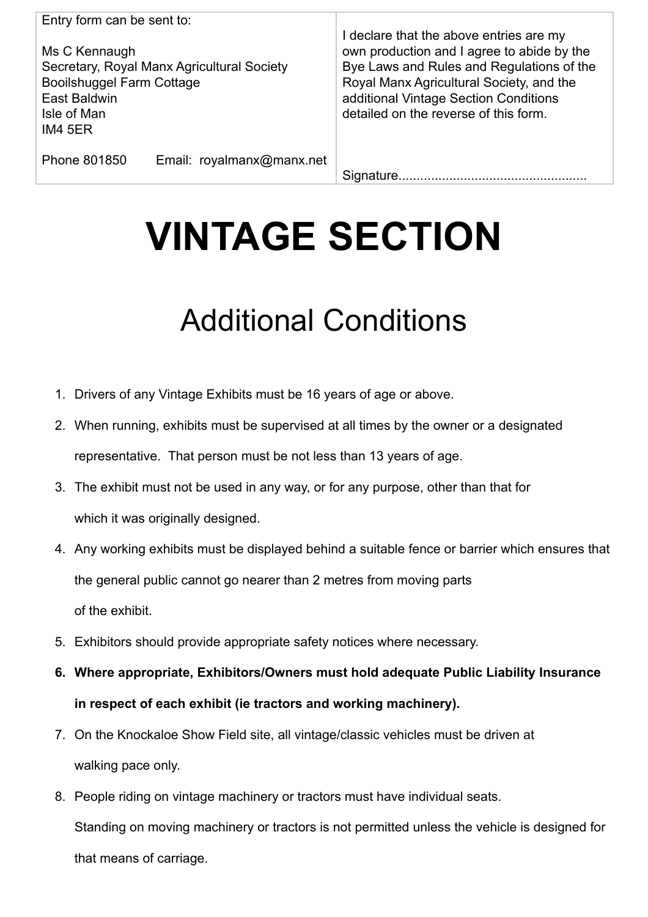| | |
|---|---|
| Entry form can be sent to:<br><br>Ms C Kennaugh<br>Secretary, Royal Manx Agricultural Society<br>Booilshuggel Farm Cottage<br>East Baldwin<br>Isle of Man<br>IM4 5ER<br><br>Phone 801850 Email: royalmanx@manx.net | I declare that the above entries are my own production and I agree to abide by the Bye Laws and Rules and Regulations of the Royal Manx Agricultural Society, and the additional Vintage Section Conditions detailed on the reverse of this form.<br><br>Signature................................................... |

# VINTAGE SECTION

## Additional Conditions

1. Drivers of any Vintage Exhibits must be 16 years of age or above.
2. When running, exhibits must be supervised at all times by the owner or a designated representative. That person must be not less than 13 years of age.
3. The exhibit must not be used in any way, or for any purpose, other than that for which it was originally designed.
4. Any working exhibits must be displayed behind a suitable fence or barrier which ensures that the general public cannot go nearer than 2 metres from moving parts of the exhibit.
5. Exhibitors should provide appropriate safety notices where necessary.
6. **Where appropriate, Exhibitors/Owners must hold adequate Public Liability Insurance in respect of each exhibit (ie tractors and working machinery).**
7. On the Knockaloe Show Field site, all vintage/classic vehicles must be driven at walking pace only.
8. People riding on vintage machinery or tractors must have individual seats. Standing on moving machinery or tractors is not permitted unless the vehicle is designed for that means of carriage.